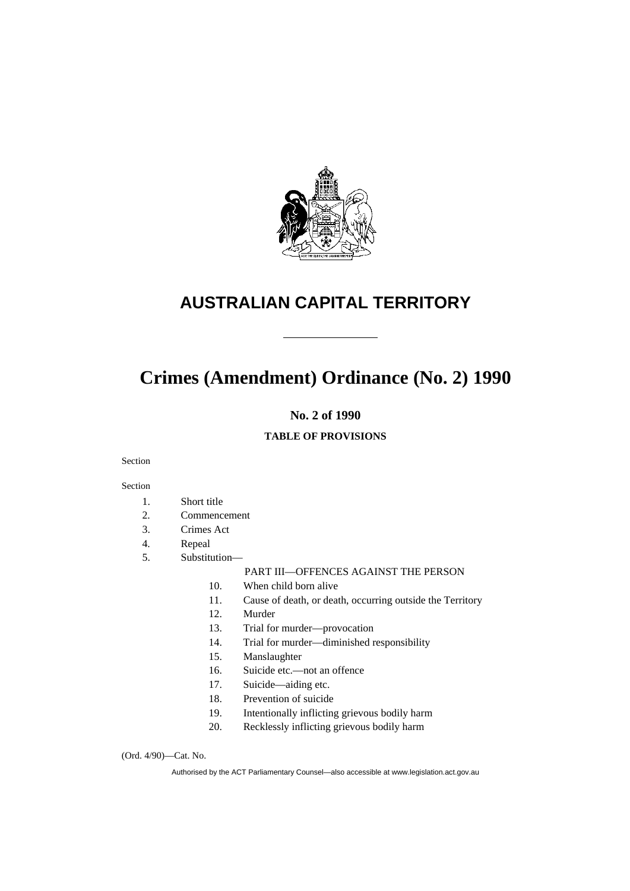# AUSTRALIAN CAPITAL TERRITORY

# Crimes (Amendment) Ordinance (No. 2) 1990

**No. 2 of 1990**

**TABLE OF PROVISIONS**

Section

Section

1. Short title
2. Commencement
3. Crimes Act
4. Repeal
5. Substitution—

PART III—OFFENCES AGAINST THE PERSON

10. When child born alive
11. Cause of death, or death, occurring outside the Territory
12. Murder
13. Trial for murder—provocation
14. Trial for murder—diminished responsibility
15. Manslaughter
16. Suicide etc.—not an offence
17. Suicide—aiding etc.
18. Prevention of suicide
19. Intentionally inflicting grievous bodily harm
20. Recklessly inflicting grievous bodily harm

(Ord. 4/90)—Cat. No.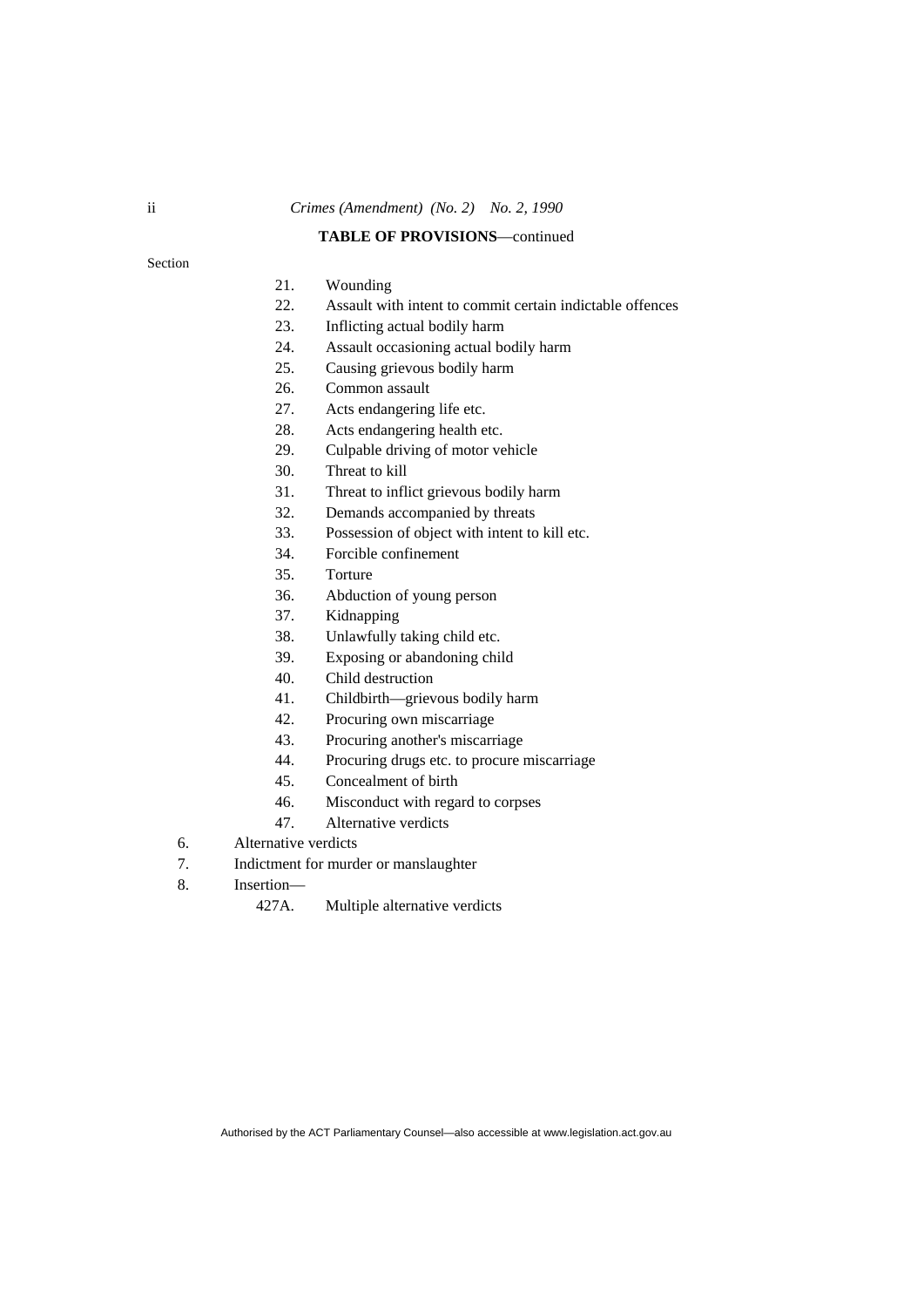**TABLE OF PROVISIONS**—continued

Section

21. Wounding
22. Assault with intent to commit certain indictable offences
23. Inflicting actual bodily harm
24. Assault occasioning actual bodily harm
25. Causing grievous bodily harm
26. Common assault
27. Acts endangering life etc.
28. Acts endangering health etc.
29. Culpable driving of motor vehicle
30. Threat to kill
31. Threat to inflict grievous bodily harm
32. Demands accompanied by threats
33. Possession of object with intent to kill etc.
34. Forcible confinement
35. Torture
36. Abduction of young person
37. Kidnapping
38. Unlawfully taking child etc.
39. Exposing or abandoning child
40. Child destruction
41. Childbirth—grievous bodily harm
42. Procuring own miscarriage
43. Procuring another's miscarriage
44. Procuring drugs etc. to procure miscarriage
45. Concealment of birth
46. Misconduct with regard to corpses
47. Alternative verdicts

6. Alternative verdicts
7. Indictment for murder or manslaughter
8. Insertion—
   427A. Multiple alternative verdicts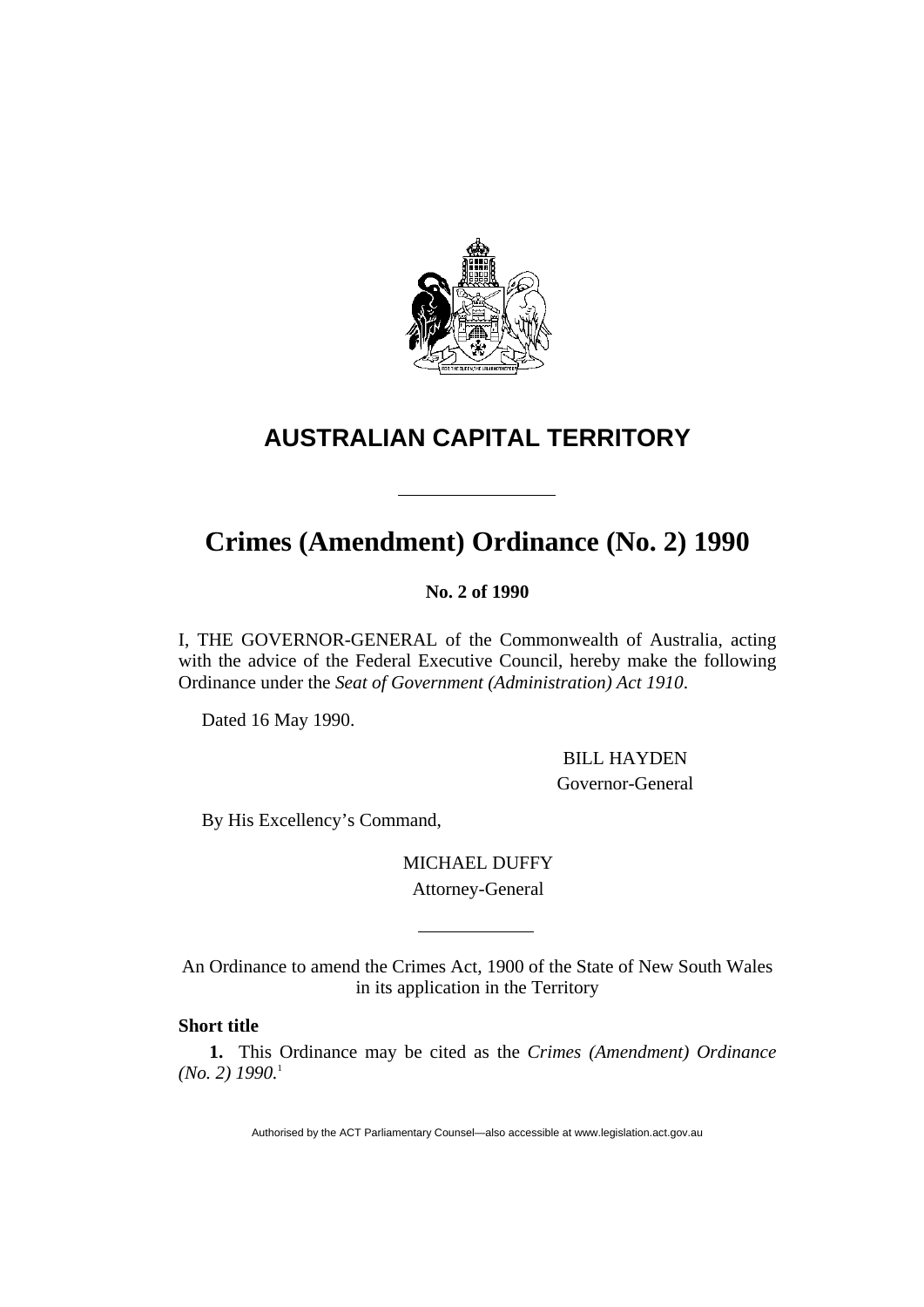# AUSTRALIAN CAPITAL TERRITORY

# Crimes (Amendment) Ordinance (No. 2) 1990

**No. 2 of 1990**

I, THE GOVERNOR-GENERAL of the Commonwealth of Australia, acting with the advice of the Federal Executive Council, hereby make the following Ordinance under the *Seat of Government (Administration) Act 1910*.

Dated 16 May 1990.

BILL HAYDEN
Governor-General

By His Excellency's Command,

MICHAEL DUFFY
Attorney-General

An Ordinance to amend the Crimes Act, 1900 of the State of New South Wales in its application in the Territory

**Short title**

**1.** This Ordinance may be cited as the *Crimes (Amendment) Ordinance (No. 2) 1990.*[1]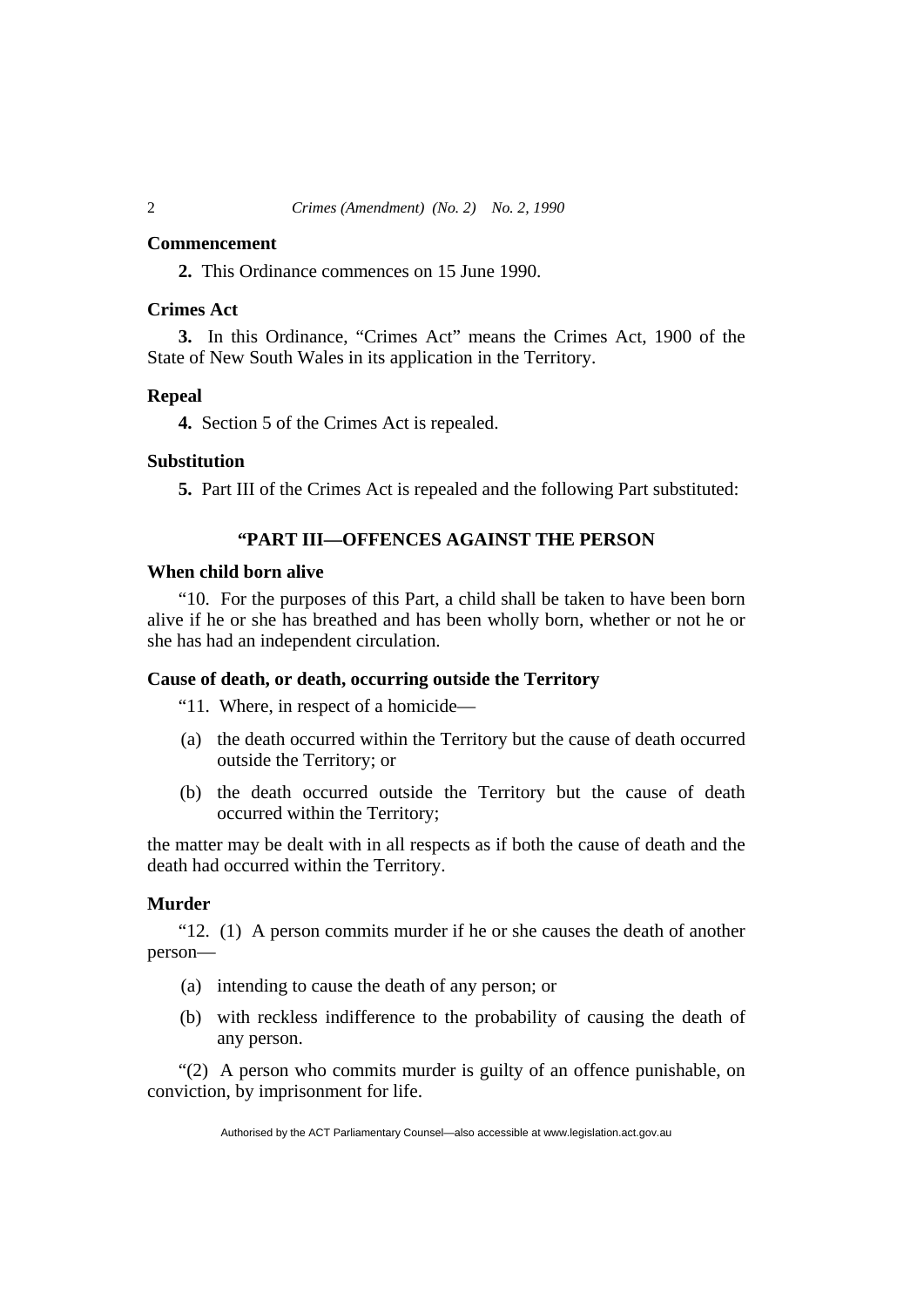**Commencement**

**2.** This Ordinance commences on 15 June 1990.

**Crimes Act**

**3.** In this Ordinance, "Crimes Act" means the Crimes Act, 1900 of the State of New South Wales in its application in the Territory.

**Repeal**

**4.** Section 5 of the Crimes Act is repealed.

**Substitution**

**5.** Part III of the Crimes Act is repealed and the following Part substituted:

**"PART III—OFFENCES AGAINST THE PERSON**

**When child born alive**

"10. For the purposes of this Part, a child shall be taken to have been born alive if he or she has breathed and has been wholly born, whether or not he or she has had an independent circulation.

**Cause of death, or death, occurring outside the Territory**

"11. Where, in respect of a homicide—

(a) the death occurred within the Territory but the cause of death occurred outside the Territory; or

(b) the death occurred outside the Territory but the cause of death occurred within the Territory;

the matter may be dealt with in all respects as if both the cause of death and the death had occurred within the Territory.

**Murder**

"12. (1) A person commits murder if he or she causes the death of another person—

(a) intending to cause the death of any person; or

(b) with reckless indifference to the probability of causing the death of any person.

"(2) A person who commits murder is guilty of an offence punishable, on conviction, by imprisonment for life.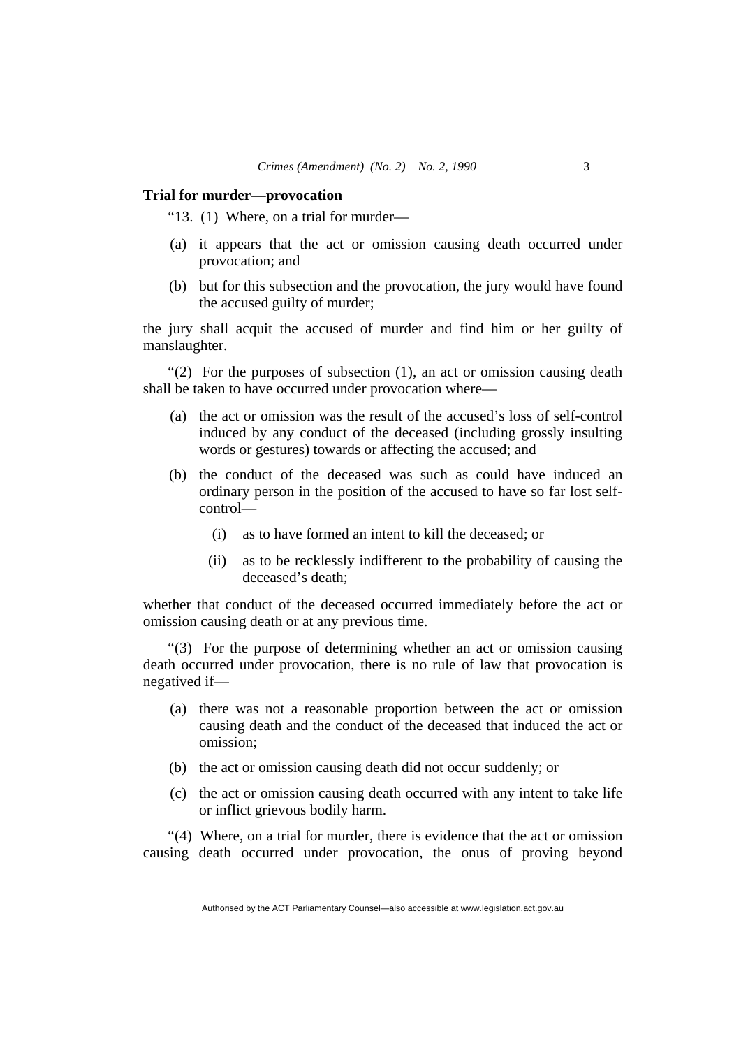**Trial for murder—provocation**

"13. (1) Where, on a trial for murder—

(a) it appears that the act or omission causing death occurred under provocation; and

(b) but for this subsection and the provocation, the jury would have found the accused guilty of murder;

the jury shall acquit the accused of murder and find him or her guilty of manslaughter.

"(2) For the purposes of subsection (1), an act or omission causing death shall be taken to have occurred under provocation where—

(a) the act or omission was the result of the accused's loss of self-control induced by any conduct of the deceased (including grossly insulting words or gestures) towards or affecting the accused; and

(b) the conduct of the deceased was such as could have induced an ordinary person in the position of the accused to have so far lost self-control—

(i) as to have formed an intent to kill the deceased; or

(ii) as to be recklessly indifferent to the probability of causing the deceased's death;

whether that conduct of the deceased occurred immediately before the act or omission causing death or at any previous time.

"(3) For the purpose of determining whether an act or omission causing death occurred under provocation, there is no rule of law that provocation is negatived if—

(a) there was not a reasonable proportion between the act or omission causing death and the conduct of the deceased that induced the act or omission;

(b) the act or omission causing death did not occur suddenly; or

(c) the act or omission causing death occurred with any intent to take life or inflict grievous bodily harm.

"(4) Where, on a trial for murder, there is evidence that the act or omission causing death occurred under provocation, the onus of proving beyond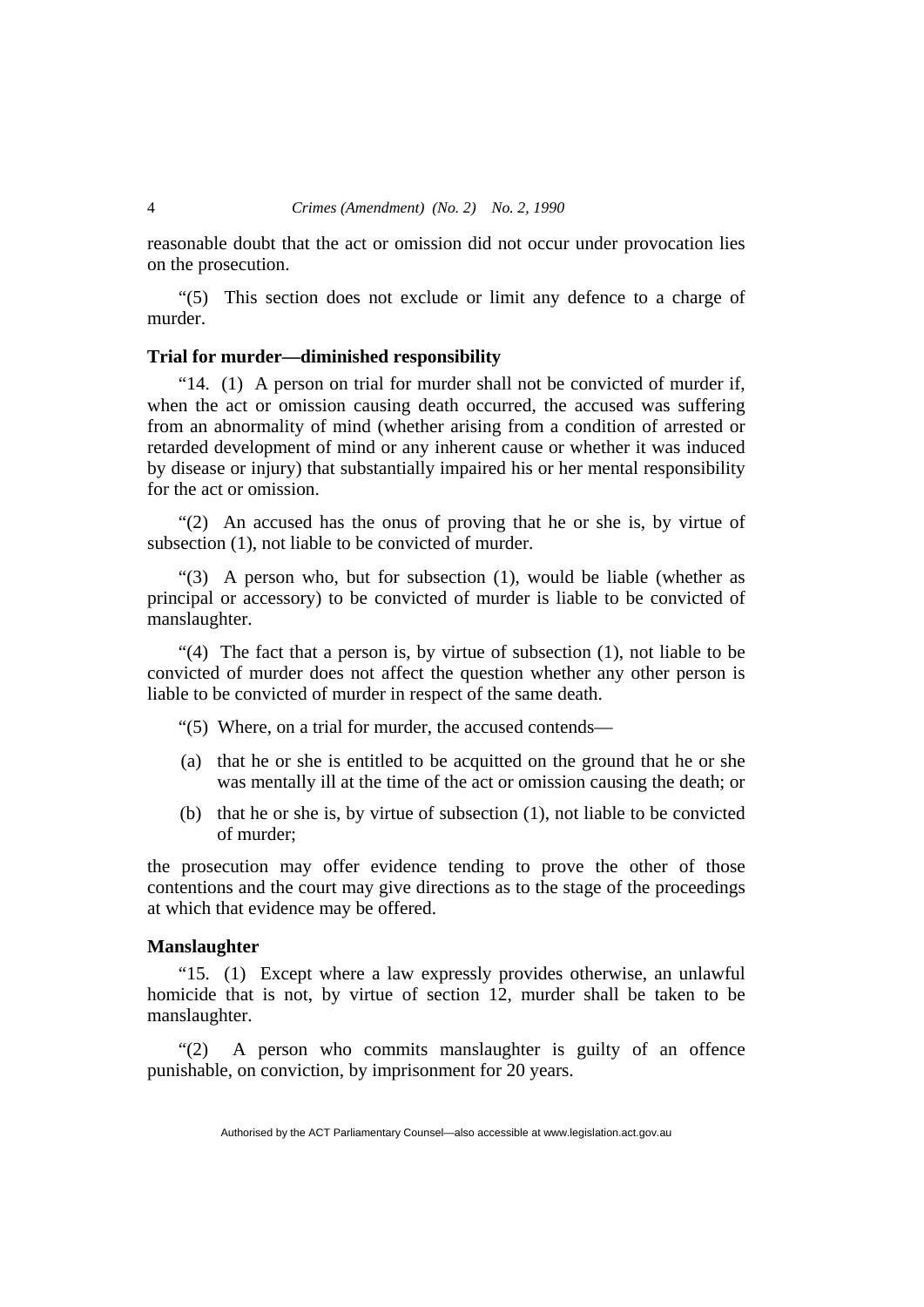reasonable doubt that the act or omission did not occur under provocation lies on the prosecution.

"(5) This section does not exclude or limit any defence to a charge of murder.

### Trial for murder—diminished responsibility

"14. (1) A person on trial for murder shall not be convicted of murder if, when the act or omission causing death occurred, the accused was suffering from an abnormality of mind (whether arising from a condition of arrested or retarded development of mind or any inherent cause or whether it was induced by disease or injury) that substantially impaired his or her mental responsibility for the act or omission.

"(2) An accused has the onus of proving that he or she is, by virtue of subsection (1), not liable to be convicted of murder.

"(3) A person who, but for subsection (1), would be liable (whether as principal or accessory) to be convicted of murder is liable to be convicted of manslaughter.

"(4) The fact that a person is, by virtue of subsection (1), not liable to be convicted of murder does not affect the question whether any other person is liable to be convicted of murder in respect of the same death.

"(5) Where, on a trial for murder, the accused contends—

(a) that he or she is entitled to be acquitted on the ground that he or she was mentally ill at the time of the act or omission causing the death; or

(b) that he or she is, by virtue of subsection (1), not liable to be convicted of murder;

the prosecution may offer evidence tending to prove the other of those contentions and the court may give directions as to the stage of the proceedings at which that evidence may be offered.

### Manslaughter

"15. (1) Except where a law expressly provides otherwise, an unlawful homicide that is not, by virtue of section 12, murder shall be taken to be manslaughter.

"(2) A person who commits manslaughter is guilty of an offence punishable, on conviction, by imprisonment for 20 years.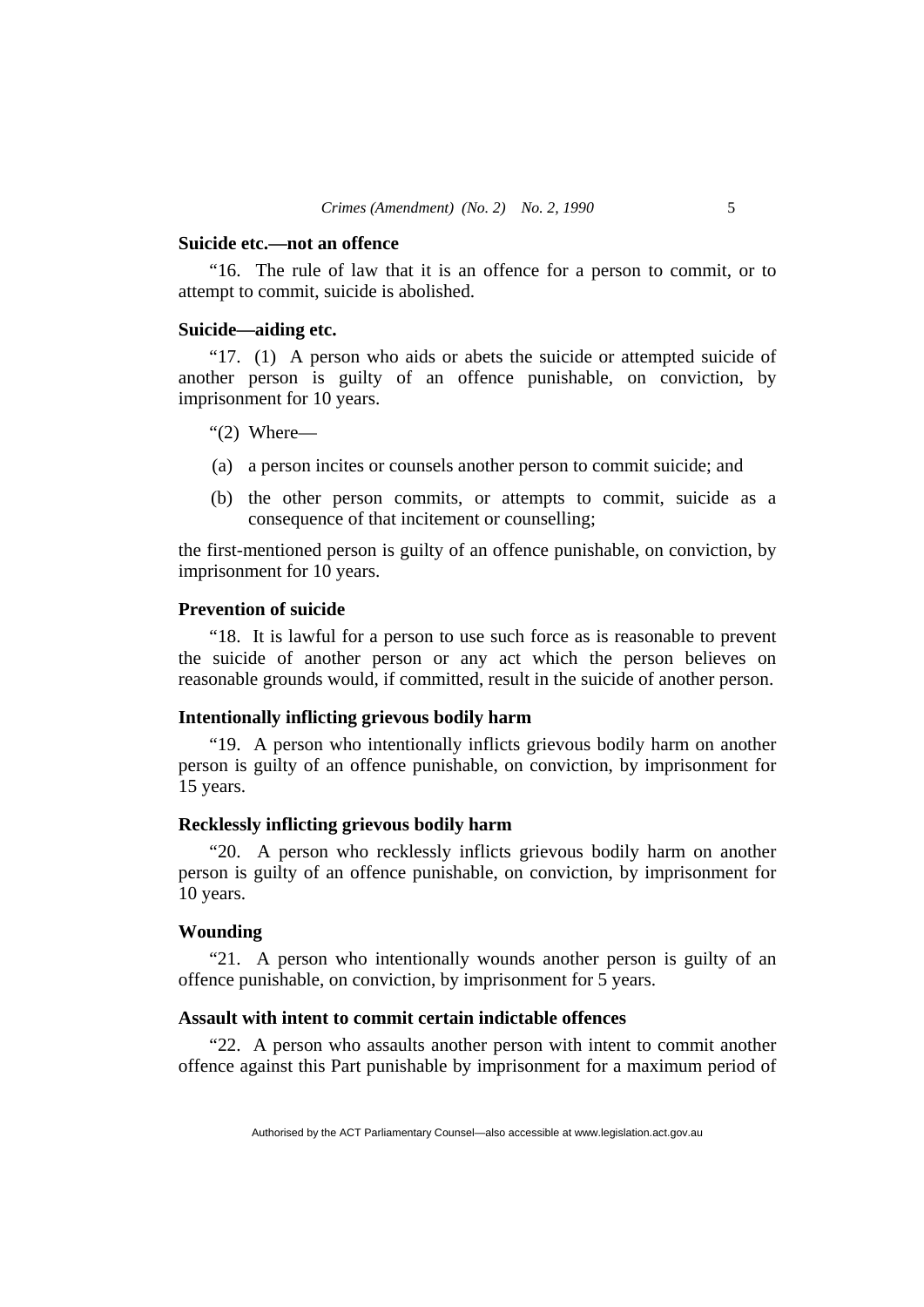**Suicide etc.—not an offence**

"16. The rule of law that it is an offence for a person to commit, or to attempt to commit, suicide is abolished.

**Suicide—aiding etc.**

"17. (1) A person who aids or abets the suicide or attempted suicide of another person is guilty of an offence punishable, on conviction, by imprisonment for 10 years.

"(2) Where—

(a) a person incites or counsels another person to commit suicide; and

(b) the other person commits, or attempts to commit, suicide as a consequence of that incitement or counselling;

the first-mentioned person is guilty of an offence punishable, on conviction, by imprisonment for 10 years.

**Prevention of suicide**

"18. It is lawful for a person to use such force as is reasonable to prevent the suicide of another person or any act which the person believes on reasonable grounds would, if committed, result in the suicide of another person.

**Intentionally inflicting grievous bodily harm**

"19. A person who intentionally inflicts grievous bodily harm on another person is guilty of an offence punishable, on conviction, by imprisonment for 15 years.

**Recklessly inflicting grievous bodily harm**

"20. A person who recklessly inflicts grievous bodily harm on another person is guilty of an offence punishable, on conviction, by imprisonment for 10 years.

**Wounding**

"21. A person who intentionally wounds another person is guilty of an offence punishable, on conviction, by imprisonment for 5 years.

**Assault with intent to commit certain indictable offences**

"22. A person who assaults another person with intent to commit another offence against this Part punishable by imprisonment for a maximum period of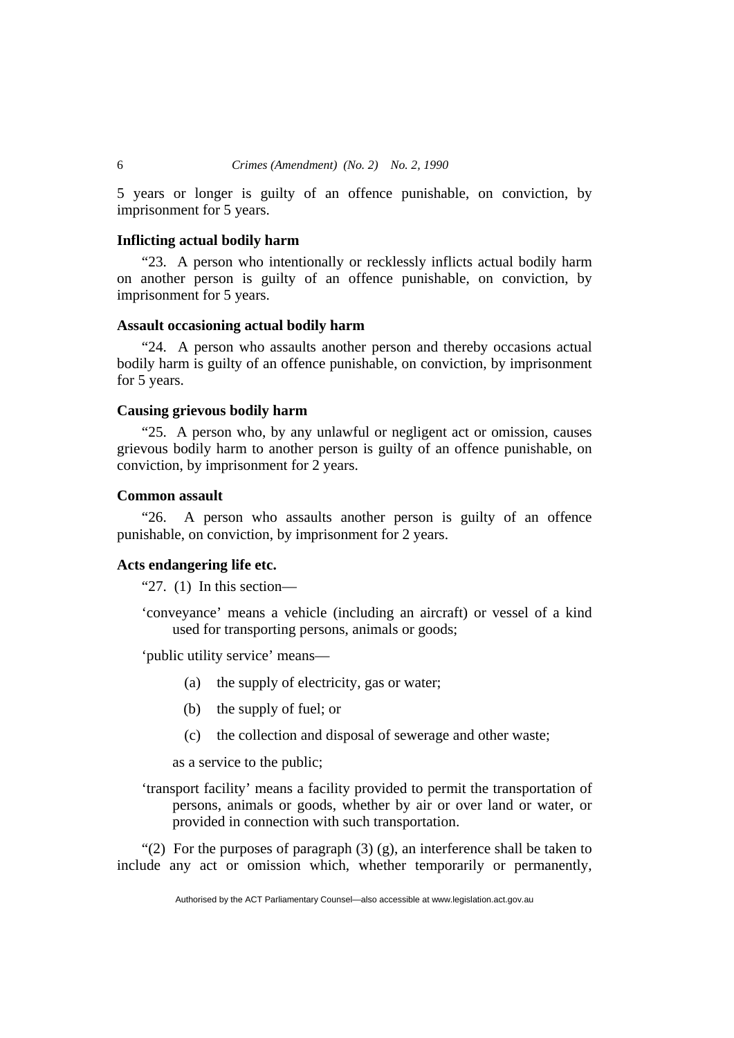5 years or longer is guilty of an offence punishable, on conviction, by imprisonment for 5 years.

### Inflicting actual bodily harm

"23. A person who intentionally or recklessly inflicts actual bodily harm on another person is guilty of an offence punishable, on conviction, by imprisonment for 5 years.

### Assault occasioning actual bodily harm

"24. A person who assaults another person and thereby occasions actual bodily harm is guilty of an offence punishable, on conviction, by imprisonment for 5 years.

### Causing grievous bodily harm

"25. A person who, by any unlawful or negligent act or omission, causes grievous bodily harm to another person is guilty of an offence punishable, on conviction, by imprisonment for 2 years.

### Common assault

"26. A person who assaults another person is guilty of an offence punishable, on conviction, by imprisonment for 2 years.

### Acts endangering life etc.

"27. (1) In this section—

'conveyance' means a vehicle (including an aircraft) or vessel of a kind used for transporting persons, animals or goods;

'public utility service' means—

(a) the supply of electricity, gas or water;

(b) the supply of fuel; or

(c) the collection and disposal of sewerage and other waste;

as a service to the public;

'transport facility' means a facility provided to permit the transportation of persons, animals or goods, whether by air or over land or water, or provided in connection with such transportation.

"(2) For the purposes of paragraph (3) (g), an interference shall be taken to include any act or omission which, whether temporarily or permanently,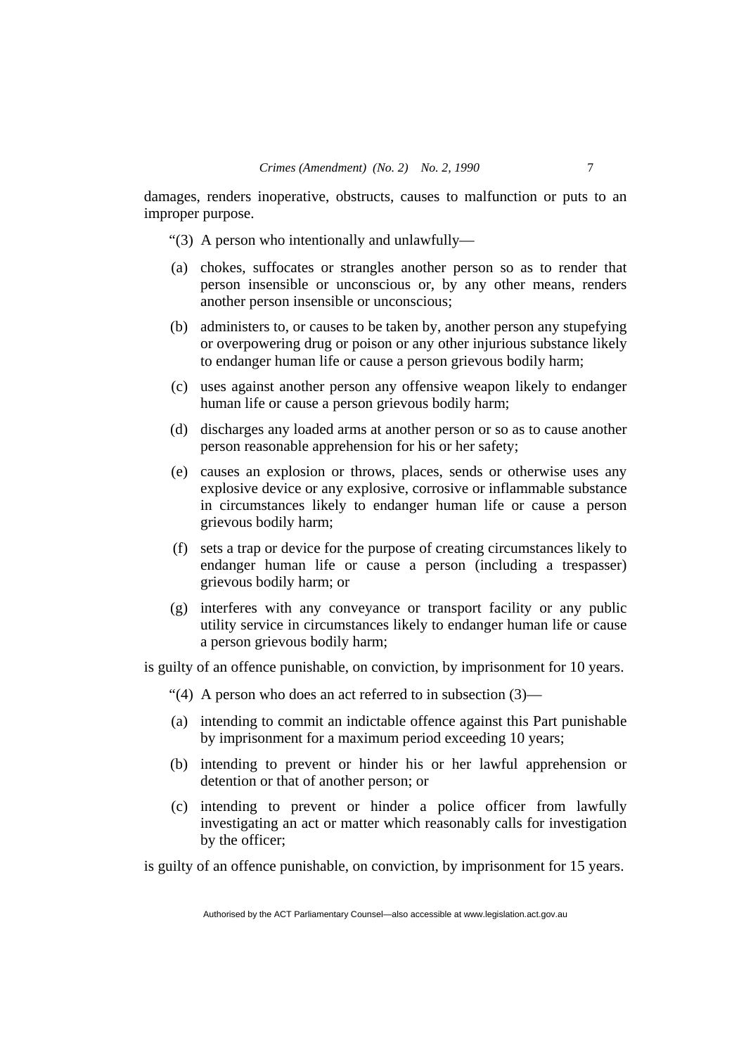damages, renders inoperative, obstructs, causes to malfunction or puts to an improper purpose.

"(3) A person who intentionally and unlawfully—

(a) chokes, suffocates or strangles another person so as to render that person insensible or unconscious or, by any other means, renders another person insensible or unconscious;

(b) administers to, or causes to be taken by, another person any stupefying or overpowering drug or poison or any other injurious substance likely to endanger human life or cause a person grievous bodily harm;

(c) uses against another person any offensive weapon likely to endanger human life or cause a person grievous bodily harm;

(d) discharges any loaded arms at another person or so as to cause another person reasonable apprehension for his or her safety;

(e) causes an explosion or throws, places, sends or otherwise uses any explosive device or any explosive, corrosive or inflammable substance in circumstances likely to endanger human life or cause a person grievous bodily harm;

(f) sets a trap or device for the purpose of creating circumstances likely to endanger human life or cause a person (including a trespasser) grievous bodily harm; or

(g) interferes with any conveyance or transport facility or any public utility service in circumstances likely to endanger human life or cause a person grievous bodily harm;

is guilty of an offence punishable, on conviction, by imprisonment for 10 years.

"(4) A person who does an act referred to in subsection (3)—

(a) intending to commit an indictable offence against this Part punishable by imprisonment for a maximum period exceeding 10 years;

(b) intending to prevent or hinder his or her lawful apprehension or detention or that of another person; or

(c) intending to prevent or hinder a police officer from lawfully investigating an act or matter which reasonably calls for investigation by the officer;

is guilty of an offence punishable, on conviction, by imprisonment for 15 years.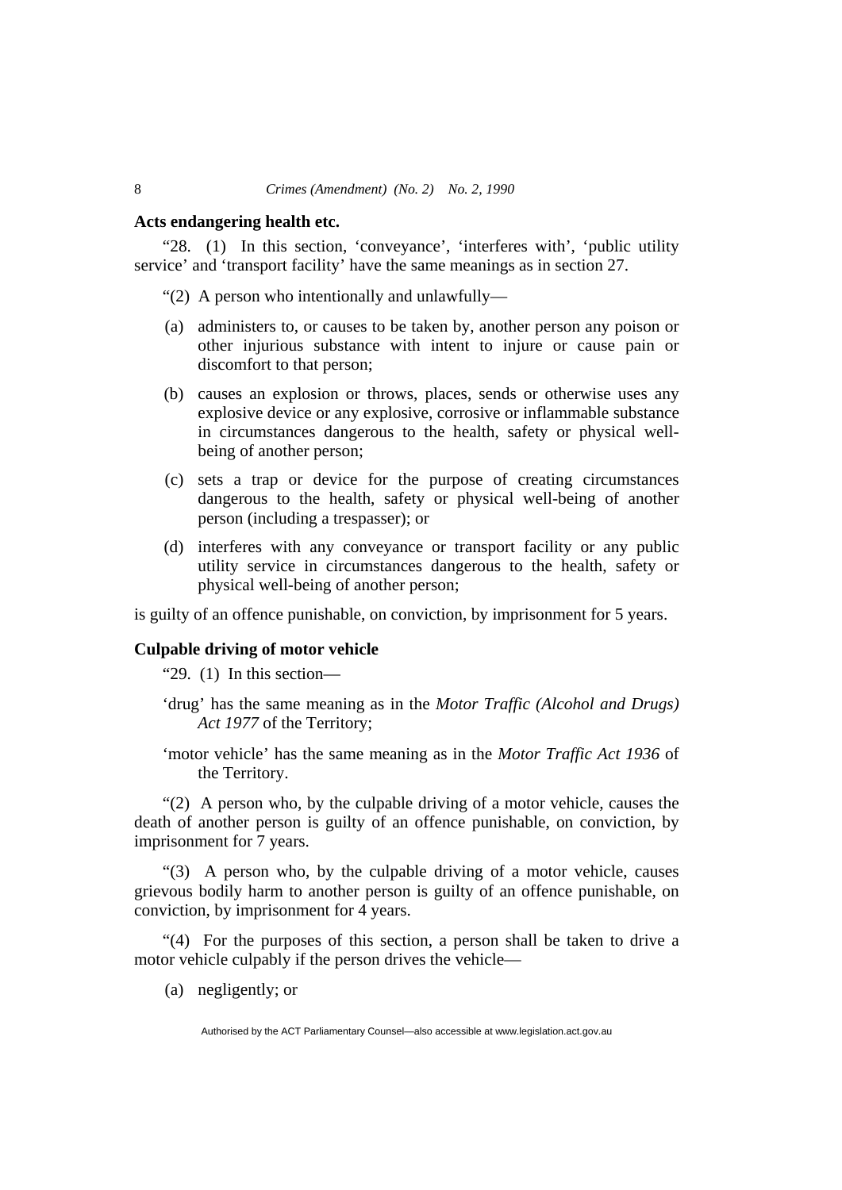**Acts endangering health etc.**

"28. (1) In this section, 'conveyance', 'interferes with', 'public utility service' and 'transport facility' have the same meanings as in section 27.

"(2) A person who intentionally and unlawfully—

(a) administers to, or causes to be taken by, another person any poison or other injurious substance with intent to injure or cause pain or discomfort to that person;

(b) causes an explosion or throws, places, sends or otherwise uses any explosive device or any explosive, corrosive or inflammable substance in circumstances dangerous to the health, safety or physical well-being of another person;

(c) sets a trap or device for the purpose of creating circumstances dangerous to the health, safety or physical well-being of another person (including a trespasser); or

(d) interferes with any conveyance or transport facility or any public utility service in circumstances dangerous to the health, safety or physical well-being of another person;

is guilty of an offence punishable, on conviction, by imprisonment for 5 years.

**Culpable driving of motor vehicle**

"29. (1) In this section—

'drug' has the same meaning as in the *Motor Traffic (Alcohol and Drugs) Act 1977* of the Territory;

'motor vehicle' has the same meaning as in the *Motor Traffic Act 1936* of the Territory.

"(2) A person who, by the culpable driving of a motor vehicle, causes the death of another person is guilty of an offence punishable, on conviction, by imprisonment for 7 years.

"(3) A person who, by the culpable driving of a motor vehicle, causes grievous bodily harm to another person is guilty of an offence punishable, on conviction, by imprisonment for 4 years.

"(4) For the purposes of this section, a person shall be taken to drive a motor vehicle culpably if the person drives the vehicle—

(a) negligently; or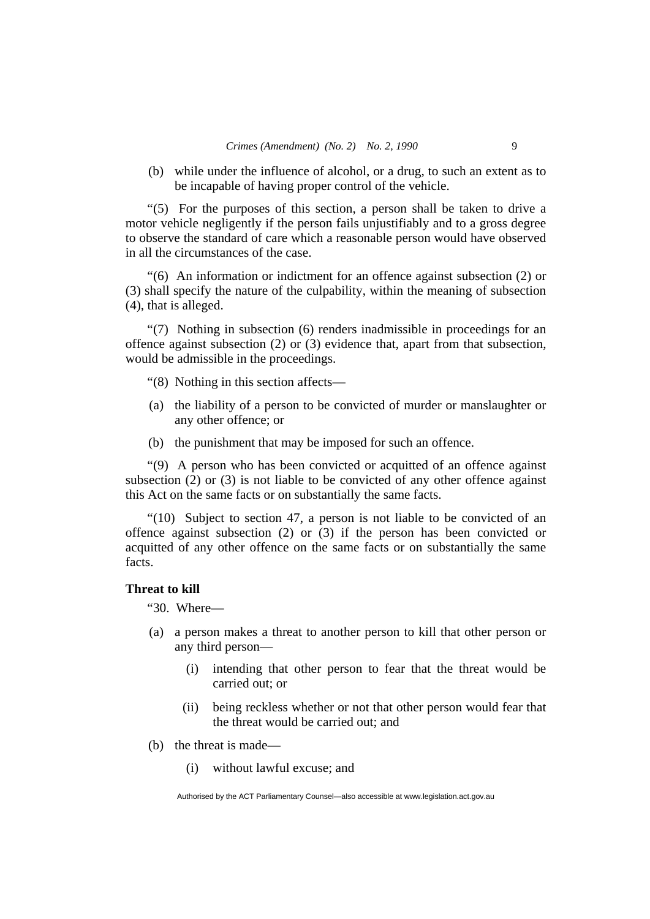(b) while under the influence of alcohol, or a drug, to such an extent as to be incapable of having proper control of the vehicle.

"(5) For the purposes of this section, a person shall be taken to drive a motor vehicle negligently if the person fails unjustifiably and to a gross degree to observe the standard of care which a reasonable person would have observed in all the circumstances of the case.

"(6) An information or indictment for an offence against subsection (2) or (3) shall specify the nature of the culpability, within the meaning of subsection (4), that is alleged.

"(7) Nothing in subsection (6) renders inadmissible in proceedings for an offence against subsection (2) or (3) evidence that, apart from that subsection, would be admissible in the proceedings.

"(8) Nothing in this section affects—

(a) the liability of a person to be convicted of murder or manslaughter or any other offence; or

(b) the punishment that may be imposed for such an offence.

"(9) A person who has been convicted or acquitted of an offence against subsection (2) or (3) is not liable to be convicted of any other offence against this Act on the same facts or on substantially the same facts.

"(10) Subject to section 47, a person is not liable to be convicted of an offence against subsection (2) or (3) if the person has been convicted or acquitted of any other offence on the same facts or on substantially the same facts.

**Threat to kill**

"30. Where—

(a) a person makes a threat to another person to kill that other person or any third person—

   (i) intending that other person to fear that the threat would be carried out; or

   (ii) being reckless whether or not that other person would fear that the threat would be carried out; and

(b) the threat is made—

   (i) without lawful excuse; and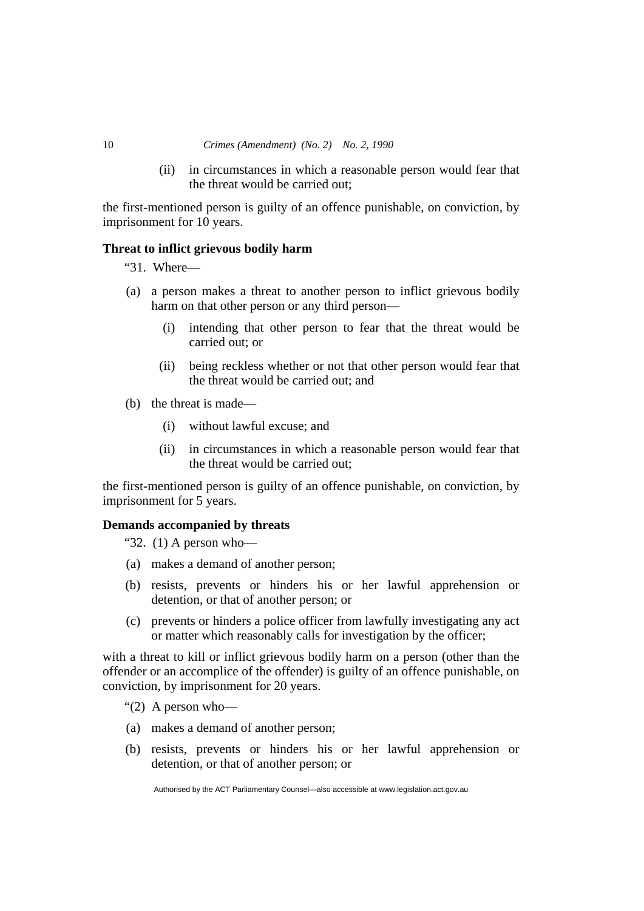(ii) in circumstances in which a reasonable person would fear that the threat would be carried out;

the first-mentioned person is guilty of an offence punishable, on conviction, by imprisonment for 10 years.

**Threat to inflict grievous bodily harm**

"31. Where—

(a) a person makes a threat to another person to inflict grievous bodily harm on that other person or any third person—

(i) intending that other person to fear that the threat would be carried out; or

(ii) being reckless whether or not that other person would fear that the threat would be carried out; and

(b) the threat is made—

(i) without lawful excuse; and

(ii) in circumstances in which a reasonable person would fear that the threat would be carried out;

the first-mentioned person is guilty of an offence punishable, on conviction, by imprisonment for 5 years.

**Demands accompanied by threats**

"32. (1) A person who—

(a) makes a demand of another person;

(b) resists, prevents or hinders his or her lawful apprehension or detention, or that of another person; or

(c) prevents or hinders a police officer from lawfully investigating any act or matter which reasonably calls for investigation by the officer;

with a threat to kill or inflict grievous bodily harm on a person (other than the offender or an accomplice of the offender) is guilty of an offence punishable, on conviction, by imprisonment for 20 years.

"(2) A person who—

(a) makes a demand of another person;

(b) resists, prevents or hinders his or her lawful apprehension or detention, or that of another person; or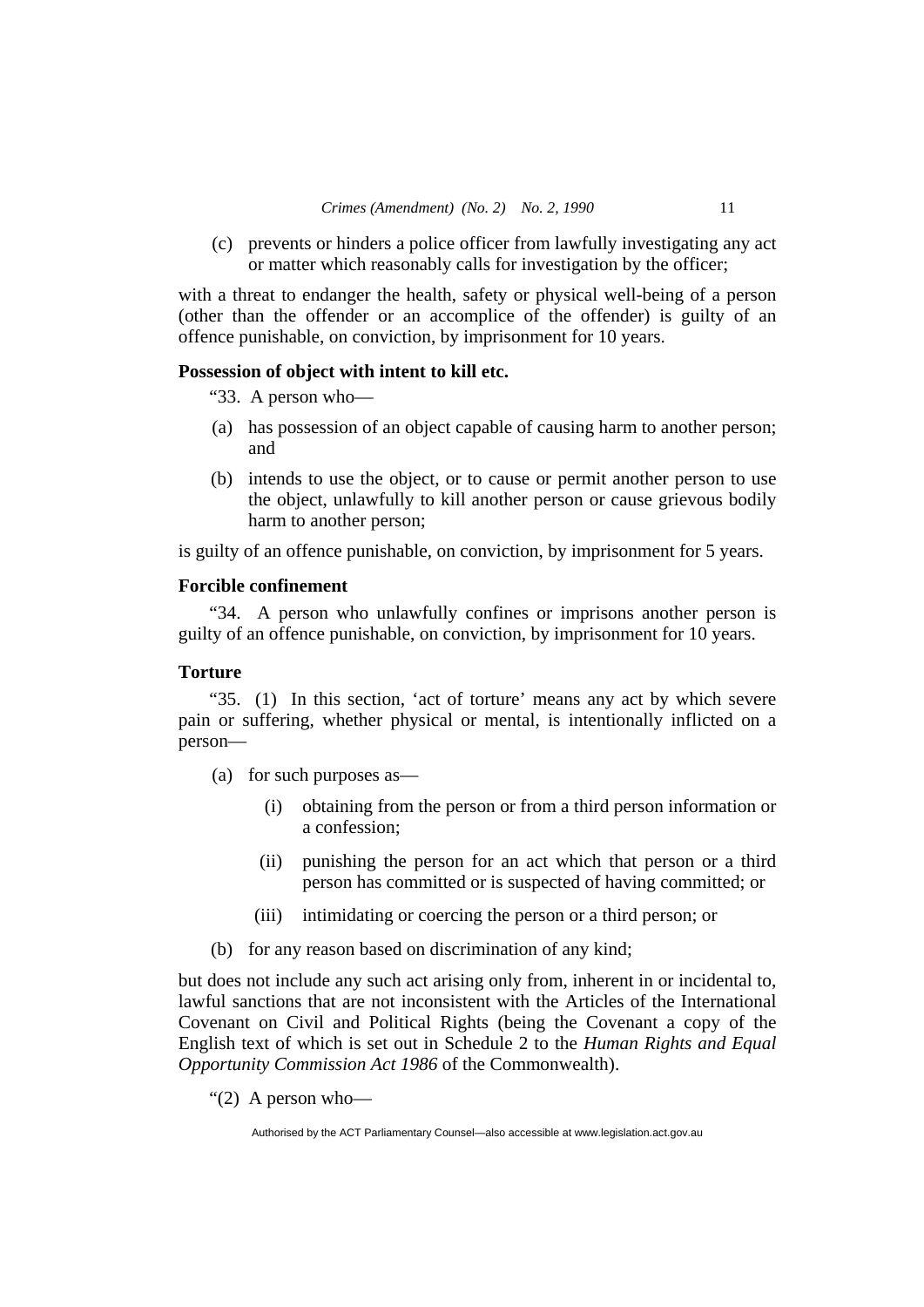(c) prevents or hinders a police officer from lawfully investigating any act or matter which reasonably calls for investigation by the officer;

with a threat to endanger the health, safety or physical well-being of a person (other than the offender or an accomplice of the offender) is guilty of an offence punishable, on conviction, by imprisonment for 10 years.

**Possession of object with intent to kill etc.**

"33. A person who—

(a) has possession of an object capable of causing harm to another person; and

(b) intends to use the object, or to cause or permit another person to use the object, unlawfully to kill another person or cause grievous bodily harm to another person;

is guilty of an offence punishable, on conviction, by imprisonment for 5 years.

**Forcible confinement**

"34. A person who unlawfully confines or imprisons another person is guilty of an offence punishable, on conviction, by imprisonment for 10 years.

**Torture**

"35. (1) In this section, 'act of torture' means any act by which severe pain or suffering, whether physical or mental, is intentionally inflicted on a person—

(a) for such purposes as—

(i) obtaining from the person or from a third person information or a confession;

(ii) punishing the person for an act which that person or a third person has committed or is suspected of having committed; or

(iii) intimidating or coercing the person or a third person; or

(b) for any reason based on discrimination of any kind;

but does not include any such act arising only from, inherent in or incidental to, lawful sanctions that are not inconsistent with the Articles of the International Covenant on Civil and Political Rights (being the Covenant a copy of the English text of which is set out in Schedule 2 to the *Human Rights and Equal Opportunity Commission Act 1986* of the Commonwealth).

"(2) A person who—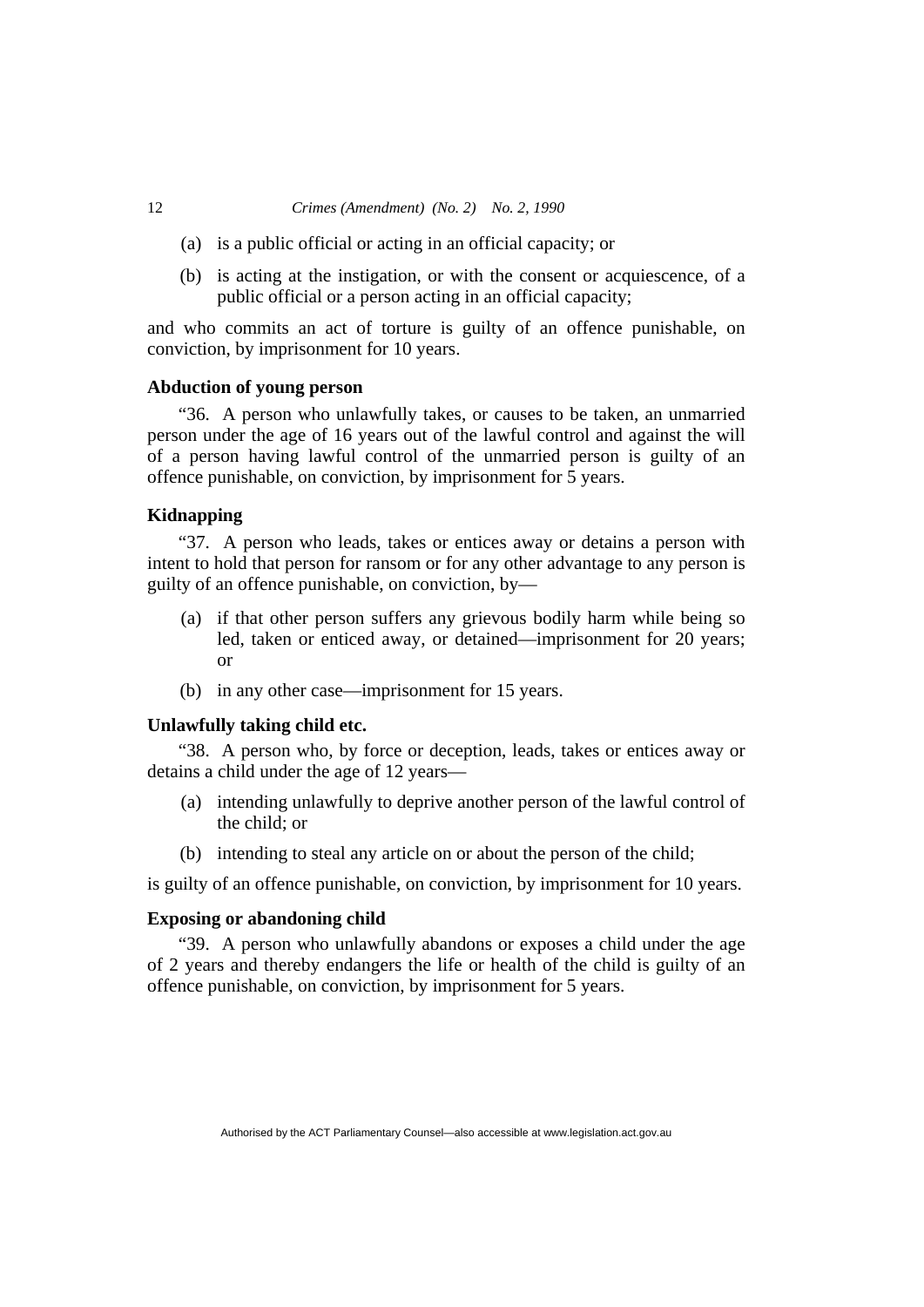(a) is a public official or acting in an official capacity; or

(b) is acting at the instigation, or with the consent or acquiescence, of a public official or a person acting in an official capacity;

and who commits an act of torture is guilty of an offence punishable, on conviction, by imprisonment for 10 years.

### Abduction of young person

"36. A person who unlawfully takes, or causes to be taken, an unmarried person under the age of 16 years out of the lawful control and against the will of a person having lawful control of the unmarried person is guilty of an offence punishable, on conviction, by imprisonment for 5 years.

### Kidnapping

"37. A person who leads, takes or entices away or detains a person with intent to hold that person for ransom or for any other advantage to any person is guilty of an offence punishable, on conviction, by—

(a) if that other person suffers any grievous bodily harm while being so led, taken or enticed away, or detained—imprisonment for 20 years; or

(b) in any other case—imprisonment for 15 years.

### Unlawfully taking child etc.

"38. A person who, by force or deception, leads, takes or entices away or detains a child under the age of 12 years—

(a) intending unlawfully to deprive another person of the lawful control of the child; or

(b) intending to steal any article on or about the person of the child;

is guilty of an offence punishable, on conviction, by imprisonment for 10 years.

### Exposing or abandoning child

"39. A person who unlawfully abandons or exposes a child under the age of 2 years and thereby endangers the life or health of the child is guilty of an offence punishable, on conviction, by imprisonment for 5 years.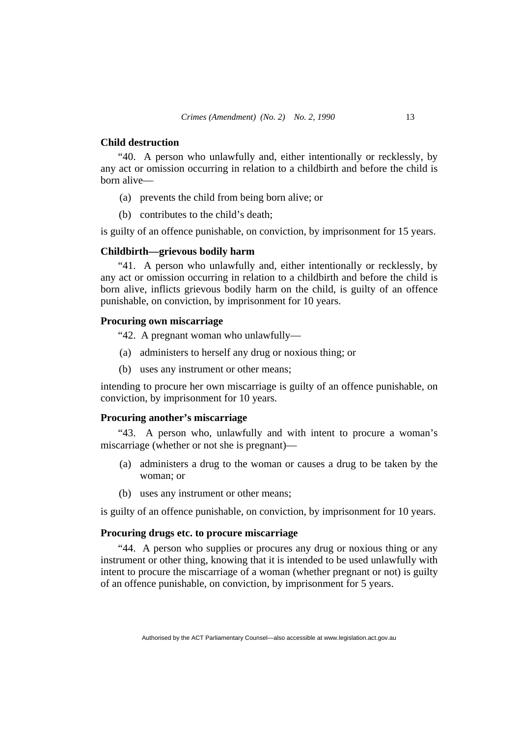**Child destruction**

"40. A person who unlawfully and, either intentionally or recklessly, by any act or omission occurring in relation to a childbirth and before the child is born alive—

(a) prevents the child from being born alive; or

(b) contributes to the child's death;

is guilty of an offence punishable, on conviction, by imprisonment for 15 years.

**Childbirth—grievous bodily harm**

"41. A person who unlawfully and, either intentionally or recklessly, by any act or omission occurring in relation to a childbirth and before the child is born alive, inflicts grievous bodily harm on the child, is guilty of an offence punishable, on conviction, by imprisonment for 10 years.

**Procuring own miscarriage**

"42. A pregnant woman who unlawfully—

(a) administers to herself any drug or noxious thing; or

(b) uses any instrument or other means;

intending to procure her own miscarriage is guilty of an offence punishable, on conviction, by imprisonment for 10 years.

**Procuring another's miscarriage**

"43. A person who, unlawfully and with intent to procure a woman's miscarriage (whether or not she is pregnant)—

(a) administers a drug to the woman or causes a drug to be taken by the woman; or

(b) uses any instrument or other means;

is guilty of an offence punishable, on conviction, by imprisonment for 10 years.

**Procuring drugs etc. to procure miscarriage**

"44. A person who supplies or procures any drug or noxious thing or any instrument or other thing, knowing that it is intended to be used unlawfully with intent to procure the miscarriage of a woman (whether pregnant or not) is guilty of an offence punishable, on conviction, by imprisonment for 5 years.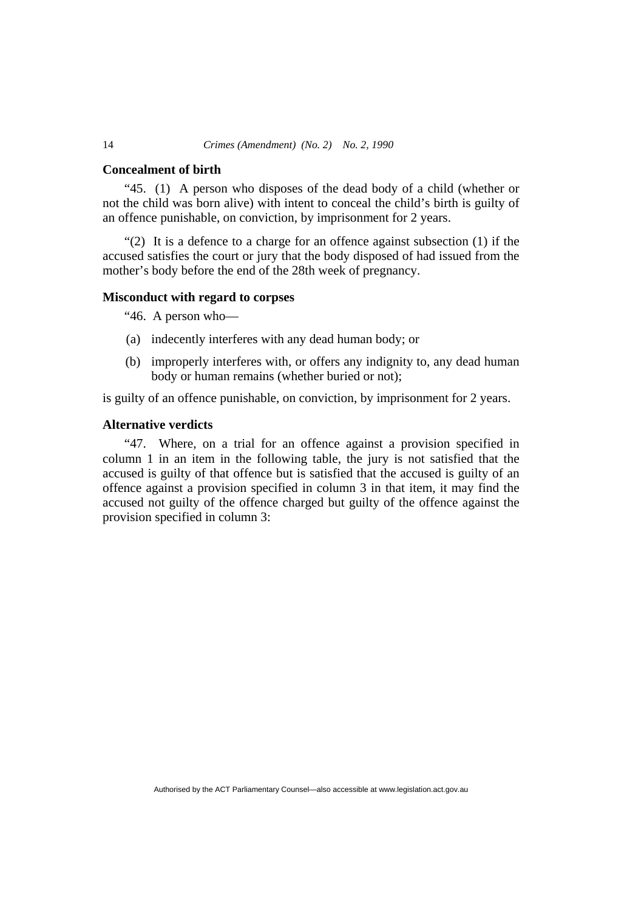### Concealment of birth

"45. (1) A person who disposes of the dead body of a child (whether or not the child was born alive) with intent to conceal the child's birth is guilty of an offence punishable, on conviction, by imprisonment for 2 years.

"(2) It is a defence to a charge for an offence against subsection (1) if the accused satisfies the court or jury that the body disposed of had issued from the mother's body before the end of the 28th week of pregnancy.

### Misconduct with regard to corpses

"46. A person who—

(a) indecently interferes with any dead human body; or

(b) improperly interferes with, or offers any indignity to, any dead human body or human remains (whether buried or not);

is guilty of an offence punishable, on conviction, by imprisonment for 2 years.

### Alternative verdicts

"47. Where, on a trial for an offence against a provision specified in column 1 in an item in the following table, the jury is not satisfied that the accused is guilty of that offence but is satisfied that the accused is guilty of an offence against a provision specified in column 3 in that item, it may find the accused not guilty of the offence charged but guilty of the offence against the provision specified in column 3: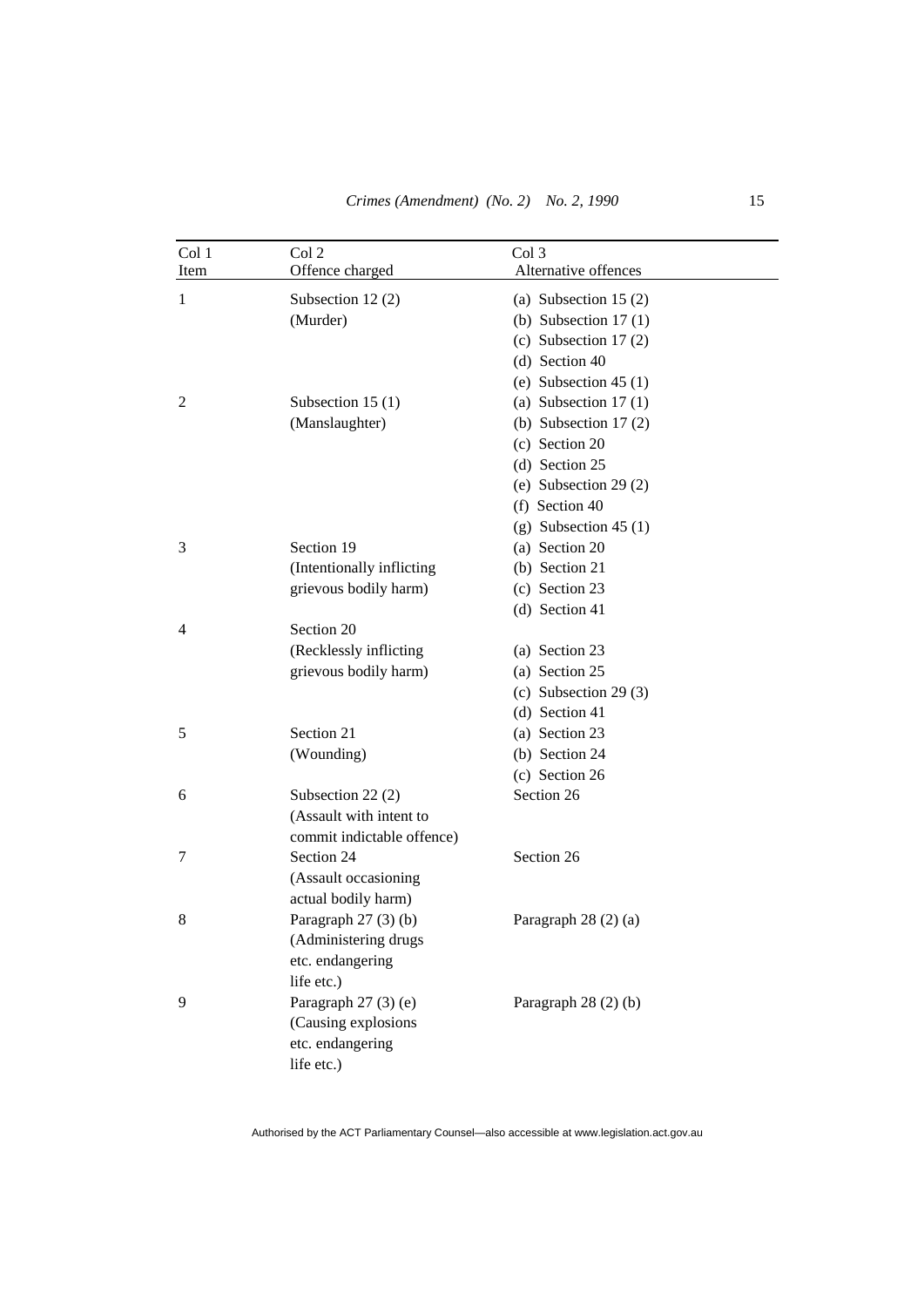| Col 1 Item | Col 2 Offence charged | Col 3 Alternative offences |
|---|---|---|
| 1 | Subsection 12 (2) (Murder) | (a) Subsection 15 (2) (b) Subsection 17 (1) (c) Subsection 17 (2) (d) Section 40 (e) Subsection 45 (1) |
| 2 | Subsection 15 (1) (Manslaughter) | (a) Subsection 17 (1) (b) Subsection 17 (2) (c) Section 20 (d) Section 25 (e) Subsection 29 (2) (f) Section 40 (g) Subsection 45 (1) |
| 3 | Section 19 (Intentionally inflicting grievous bodily harm) | (a) Section 20 (b) Section 21 (c) Section 23 (d) Section 41 |
| 4 | Section 20 (Recklessly inflicting grievous bodily harm) | (a) Section 23 (a) Section 25 (c) Subsection 29 (3) (d) Section 41 |
| 5 | Section 21 (Wounding) | (a) Section 23 (b) Section 24 (c) Section 26 |
| 6 | Subsection 22 (2) (Assault with intent to commit indictable offence) | Section 26 |
| 7 | Section 24 (Assault occasioning actual bodily harm) | Section 26 |
| 8 | Paragraph 27 (3) (b) (Administering drugs etc. endangering life etc.) | Paragraph 28 (2) (a) |
| 9 | Paragraph 27 (3) (e) (Causing explosions etc. endangering life etc.) | Paragraph 28 (2) (b) |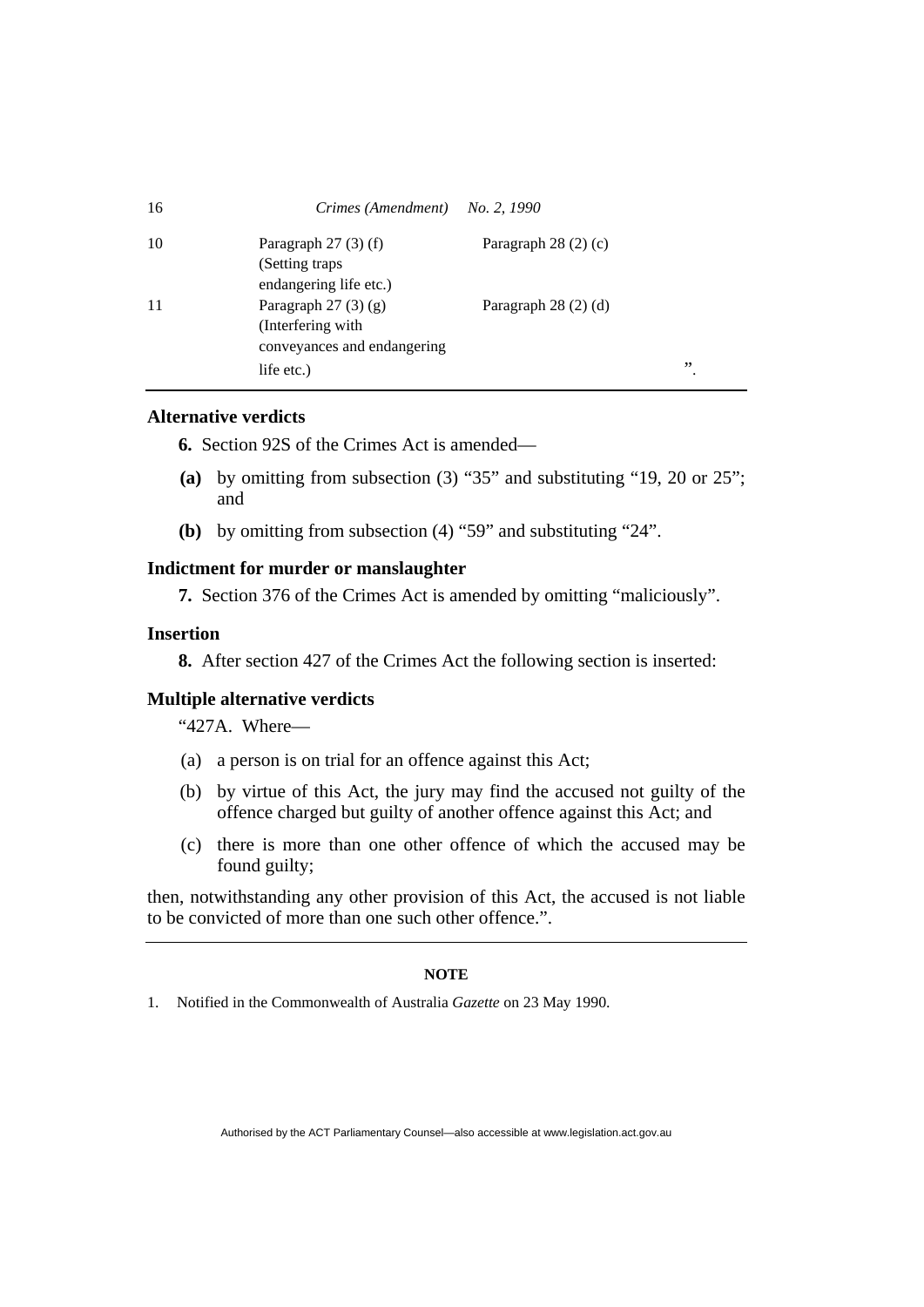| | | | |
|---|---|---|---|
| 10 | Paragraph 27 (3) (f) (Setting traps endangering life etc.) | Paragraph 28 (2) (c) | |
| 11 | Paragraph 27 (3) (g) (Interfering with conveyances and endangering life etc.) | Paragraph 28 (2) (d) | ”. |

### Alternative verdicts

**6.** Section 92S of the Crimes Act is amended—

**(a)** by omitting from subsection (3) “35” and substituting “19, 20 or 25”; and

**(b)** by omitting from subsection (4) “59” and substituting “24”.

### Indictment for murder or manslaughter

**7.** Section 376 of the Crimes Act is amended by omitting “maliciously”.

### Insertion

**8.** After section 427 of the Crimes Act the following section is inserted:

### Multiple alternative verdicts

“427A. Where—

(a) a person is on trial for an offence against this Act;

(b) by virtue of this Act, the jury may find the accused not guilty of the offence charged but guilty of another offence against this Act; and

(c) there is more than one other offence of which the accused may be found guilty;

then, notwithstanding any other provision of this Act, the accused is not liable to be convicted of more than one such other offence.”.

---

**NOTE**

1. Notified in the Commonwealth of Australia *Gazette* on 23 May 1990.